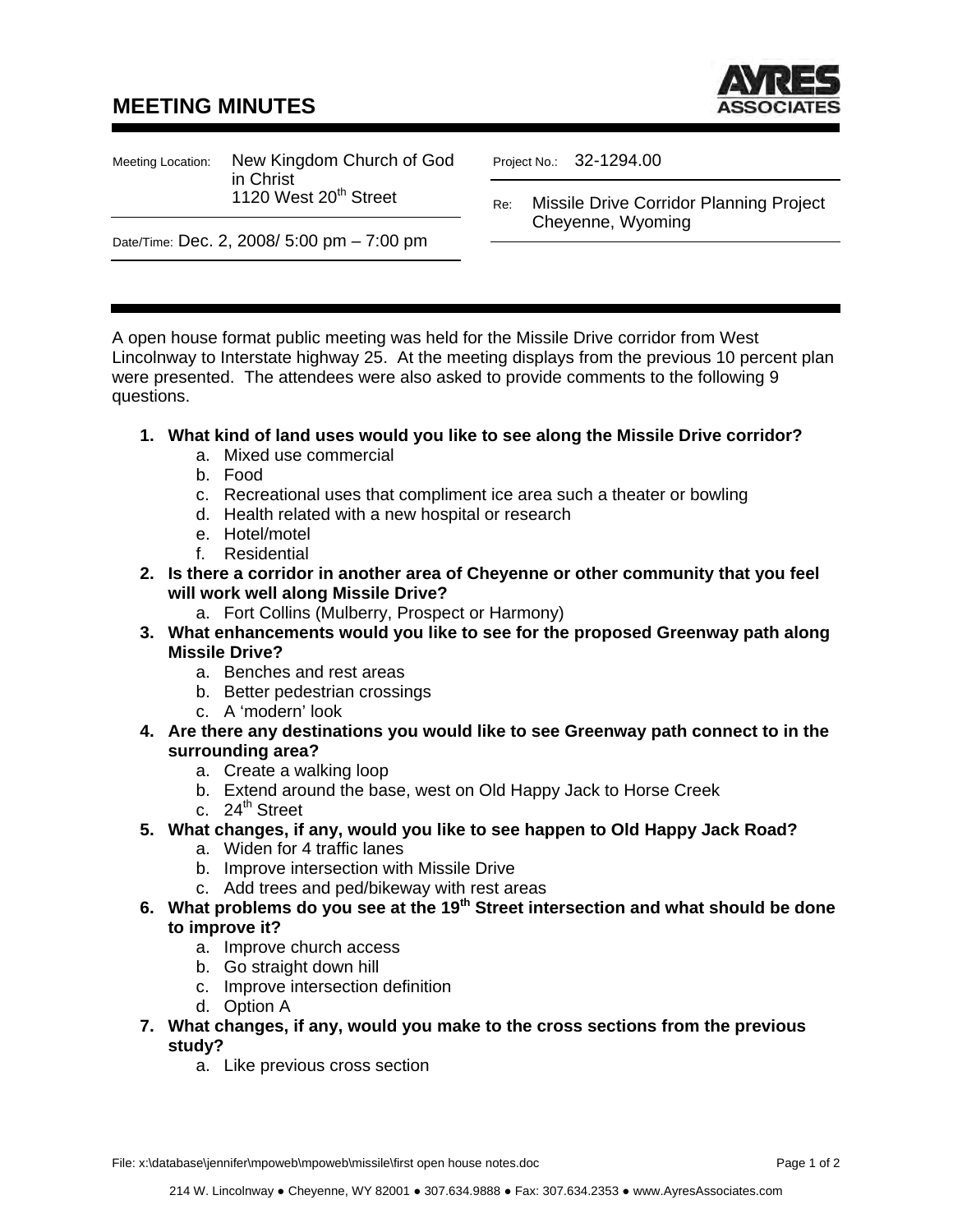# MEETING MINUTES

**AYRES ASSOCIATES**

| | |
|---|---|
| Meeting Location: | New Kingdom Church of God in Christ, 1120 West 20th Street |
| Date/Time: | Dec. 2, 2008/ 5:00 pm – 7:00 pm |
| Project No.: | 32-1294.00 |
| Re: | Missile Drive Corridor Planning Project, Cheyenne, Wyoming |

A open house format public meeting was held for the Missile Drive corridor from West Lincolnway to Interstate highway 25. At the meeting displays from the previous 10 percent plan were presented. The attendees were also asked to provide comments to the following 9 questions.

1. **What kind of land uses would you like to see along the Missile Drive corridor?**
   a. Mixed use commercial
   b. Food
   c. Recreational uses that compliment ice area such a theater or bowling
   d. Health related with a new hospital or research
   e. Hotel/motel
   f. Residential
2. **Is there a corridor in another area of Cheyenne or other community that you feel will work well along Missile Drive?**
   a. Fort Collins (Mulberry, Prospect or Harmony)
3. **What enhancements would you like to see for the proposed Greenway path along Missile Drive?**
   a. Benches and rest areas
   b. Better pedestrian crossings
   c. A 'modern' look
4. **Are there any destinations you would like to see Greenway path connect to in the surrounding area?**
   a. Create a walking loop
   b. Extend around the base, west on Old Happy Jack to Horse Creek
   c. 24th Street
5. **What changes, if any, would you like to see happen to Old Happy Jack Road?**
   a. Widen for 4 traffic lanes
   b. Improve intersection with Missile Drive
   c. Add trees and ped/bikeway with rest areas
6. **What problems do you see at the 19th Street intersection and what should be done to improve it?**
   a. Improve church access
   b. Go straight down hill
   c. Improve intersection definition
   d. Option A
7. **What changes, if any, would you make to the cross sections from the previous study?**
   a. Like previous cross section

File: x:\database\jennifer\mpoweb\mpoweb\missile\first open house notes.doc

214 W. Lincolnway ● Cheyenne, WY 82001 ● 307.634.9888 ● Fax: 307.634.2353 ● www.AyresAssociates.com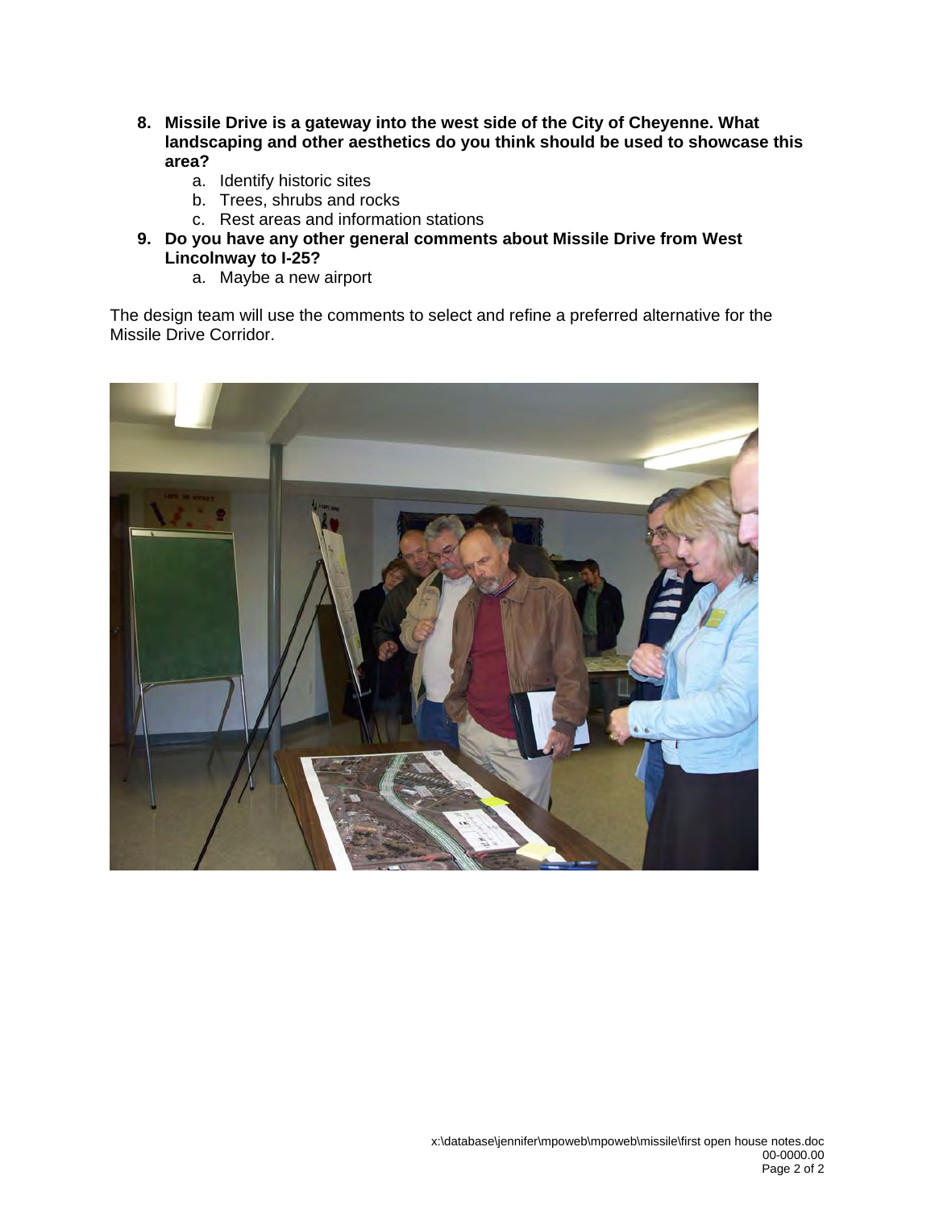8. **Missile Drive is a gateway into the west side of the City of Cheyenne. What landscaping and other aesthetics do you think should be used to showcase this area?**
   a. Identify historic sites
   b. Trees, shrubs and rocks
   c. Rest areas and information stations
9. **Do you have any other general comments about Missile Drive from West Lincolnway to I-25?**
   a. Maybe a new airport

The design team will use the comments to select and refine a preferred alternative for the Missile Drive Corridor.